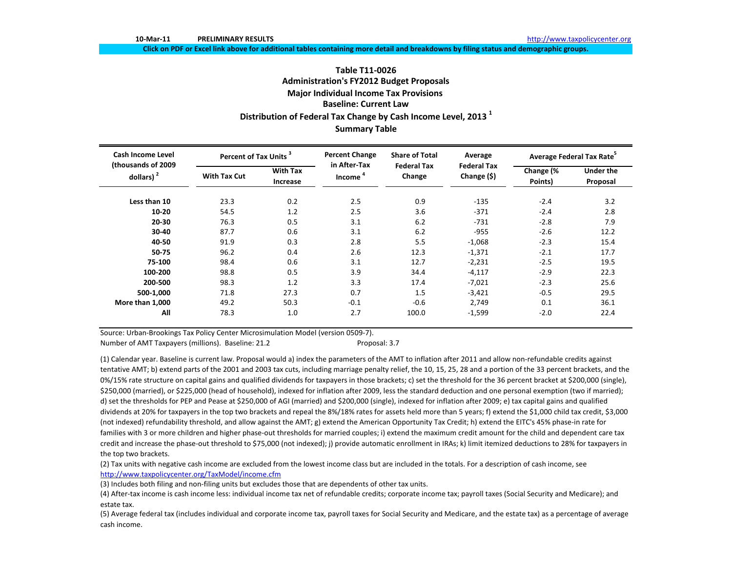10-Mar-11 PRELIMINARY RESULTS http://www.taxpolicycenter.org

Click on PDF or Excel link above for additional tables containing more detail and breakdowns by filing status and demographic groups.

## Table T11-0026
## Administration's FY2012 Budget Proposals
## Major Individual Income Tax Provisions
## Baseline: Current Law
## Distribution of Federal Tax Change by Cash Income Level, 2013 [1]
## Summary Table

| Cash Income Level (thousands of 2009 dollars) [2] | Percent of Tax Units [3] | | Percent Change in After-Tax Income [4] | Share of Total Federal Tax Change | Average Federal Tax Change ($) | Average Federal Tax Rate[5] | |
|---|---|---|---|---|---|---|---|
| | With Tax Cut | With Tax Increase | | | | Change (% Points) | Under the Proposal |
| Less than 10 | 23.3 | 0.2 | 2.5 | 0.9 | -135 | -2.4 | 3.2 |
| 10-20 | 54.5 | 1.2 | 2.5 | 3.6 | -371 | -2.4 | 2.8 |
| 20-30 | 76.3 | 0.5 | 3.1 | 6.2 | -731 | -2.8 | 7.9 |
| 30-40 | 87.7 | 0.6 | 3.1 | 6.2 | -955 | -2.6 | 12.2 |
| 40-50 | 91.9 | 0.3 | 2.8 | 5.5 | -1,068 | -2.3 | 15.4 |
| 50-75 | 96.2 | 0.4 | 2.6 | 12.3 | -1,371 | -2.1 | 17.7 |
| 75-100 | 98.4 | 0.6 | 3.1 | 12.7 | -2,231 | -2.5 | 19.5 |
| 100-200 | 98.8 | 0.5 | 3.9 | 34.4 | -4,117 | -2.9 | 22.3 |
| 200-500 | 98.3 | 1.2 | 3.3 | 17.4 | -7,021 | -2.3 | 25.6 |
| 500-1,000 | 71.8 | 27.3 | 0.7 | 1.5 | -3,421 | -0.5 | 29.5 |
| More than 1,000 | 49.2 | 50.3 | -0.1 | -0.6 | 2,749 | 0.1 | 36.1 |
| All | 78.3 | 1.0 | 2.7 | 100.0 | -1,599 | -2.0 | 22.4 |

Source: Urban-Brookings Tax Policy Center Microsimulation Model (version 0509-7).

Number of AMT Taxpayers (millions). Baseline: 21.2 Proposal: 3.7

(1) Calendar year. Baseline is current law. Proposal would a) index the parameters of the AMT to inflation after 2011 and allow non-refundable credits against tentative AMT; b) extend parts of the 2001 and 2003 tax cuts, including marriage penalty relief, the 10, 15, 25, 28 and a portion of the 33 percent brackets, and the 0%/15% rate structure on capital gains and qualified dividends for taxpayers in those brackets; c) set the threshold for the 36 percent bracket at $200,000 (single), $250,000 (married), or $225,000 (head of household), indexed for inflation after 2009, less the standard deduction and one personal exemption (two if married); d) set the thresholds for PEP and Pease at $250,000 of AGI (married) and $200,000 (single), indexed for inflation after 2009; e) tax capital gains and qualified dividends at 20% for taxpayers in the top two brackets and repeal the 8%/18% rates for assets held more than 5 years; f) extend the $1,000 child tax credit, $3,000 (not indexed) refundability threshold, and allow against the AMT; g) extend the American Opportunity Tax Credit; h) extend the EITC's 45% phase-in rate for families with 3 or more children and higher phase-out thresholds for married couples; i) extend the maximum credit amount for the child and dependent care tax credit and increase the phase-out threshold to $75,000 (not indexed); j) provide automatic enrollment in IRAs; k) limit itemized deductions to 28% for taxpayers in the top two brackets.

(2) Tax units with negative cash income are excluded from the lowest income class but are included in the totals. For a description of cash income, see http://www.taxpolicycenter.org/TaxModel/income.cfm

(3) Includes both filing and non-filing units but excludes those that are dependents of other tax units.

(4) After-tax income is cash income less: individual income tax net of refundable credits; corporate income tax; payroll taxes (Social Security and Medicare); and estate tax.

(5) Average federal tax (includes individual and corporate income tax, payroll taxes for Social Security and Medicare, and the estate tax) as a percentage of average cash income.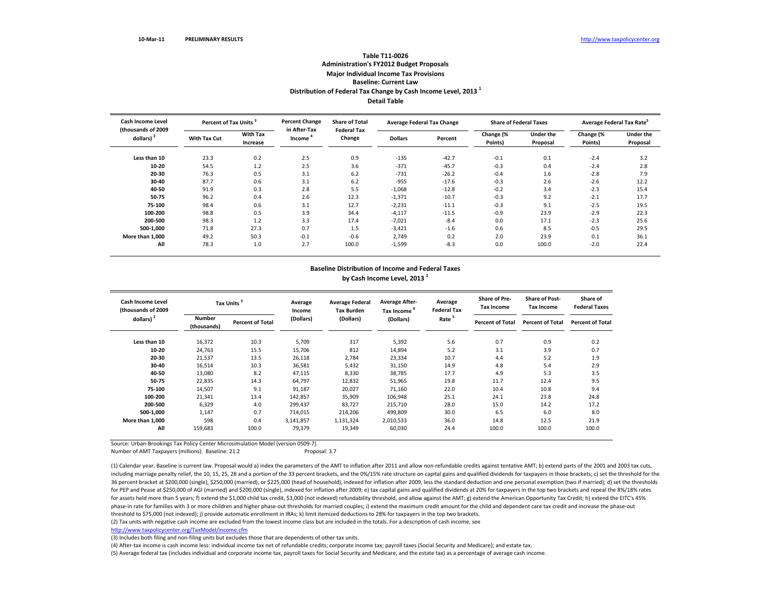10-Mar-11 PRELIMINARY RESULTS http://www.taxpolicycenter.org

### Table T11-0026
### Administration's FY2012 Budget Proposals
### Major Individual Income Tax Provisions
### Baseline: Current Law
### Distribution of Federal Tax Change by Cash Income Level, 2013 [1]
### Detail Table

| Cash Income Level (thousands of 2009 dollars) [2] | Percent of Tax Units [3] | | Percent Change in After-Tax Income [4] | Share of Total Federal Tax Change | Average Federal Tax Change | | Share of Federal Taxes | | Average Federal Tax Rate[5] | |
|---|---|---|---|---|---|---|---|---|---|---|
| | With Tax Cut | With Tax Increase | | | Dollars | Percent | Change (% Points) | Under the Proposal | Change (% Points) | Under the Proposal |
| Less than 10 | 23.3 | 0.2 | 2.5 | 0.9 | -135 | -42.7 | -0.1 | 0.1 | -2.4 | 3.2 |
| 10-20 | 54.5 | 1.2 | 2.5 | 3.6 | -371 | -45.7 | -0.3 | 0.4 | -2.4 | 2.8 |
| 20-30 | 76.3 | 0.5 | 3.1 | 6.2 | -731 | -26.2 | -0.4 | 1.6 | -2.8 | 7.9 |
| 30-40 | 87.7 | 0.6 | 3.1 | 6.2 | -955 | -17.6 | -0.3 | 2.6 | -2.6 | 12.2 |
| 40-50 | 91.9 | 0.3 | 2.8 | 5.5 | -1,068 | -12.8 | -0.2 | 3.4 | -2.3 | 15.4 |
| 50-75 | 96.2 | 0.4 | 2.6 | 12.3 | -1,371 | -10.7 | -0.3 | 9.2 | -2.1 | 17.7 |
| 75-100 | 98.4 | 0.6 | 3.1 | 12.7 | -2,231 | -11.1 | -0.3 | 9.1 | -2.5 | 19.5 |
| 100-200 | 98.8 | 0.5 | 3.9 | 34.4 | -4,117 | -11.5 | -0.9 | 23.9 | -2.9 | 22.3 |
| 200-500 | 98.3 | 1.2 | 3.3 | 17.4 | -7,021 | -8.4 | 0.0 | 17.1 | -2.3 | 25.6 |
| 500-1,000 | 71.8 | 27.3 | 0.7 | 1.5 | -3,421 | -1.6 | 0.6 | 8.5 | -0.5 | 29.5 |
| More than 1,000 | 49.2 | 50.3 | -0.1 | -0.6 | 2,749 | 0.2 | 2.0 | 23.9 | 0.1 | 36.1 |
| All | 78.3 | 1.0 | 2.7 | 100.0 | -1,599 | -8.3 | 0.0 | 100.0 | -2.0 | 22.4 |

### Baseline Distribution of Income and Federal Taxes
### by Cash Income Level, 2013 [1]

| Cash Income Level (thousands of 2009 dollars) [2] | Tax Units [3] | | Average Income (Dollars) | Average Federal Tax Burden (Dollars) | Average After-Tax Income [4] (Dollars) | Average Federal Tax Rate [5] | Share of Pre-Tax Income | Share of Post-Tax Income | Share of Federal Taxes |
|---|---|---|---|---|---|---|---|---|---|
| | Number (thousands) | Percent of Total | | | | | Percent of Total | Percent of Total | Percent of Total |
| Less than 10 | 16,372 | 10.3 | 5,709 | 317 | 5,392 | 5.6 | 0.7 | 0.9 | 0.2 |
| 10-20 | 24,763 | 15.5 | 15,706 | 812 | 14,894 | 5.2 | 3.1 | 3.9 | 0.7 |
| 20-30 | 21,537 | 13.5 | 26,118 | 2,784 | 23,334 | 10.7 | 4.4 | 5.2 | 1.9 |
| 30-40 | 16,514 | 10.3 | 36,581 | 5,432 | 31,150 | 14.9 | 4.8 | 5.4 | 2.9 |
| 40-50 | 13,080 | 8.2 | 47,115 | 8,330 | 38,785 | 17.7 | 4.9 | 5.3 | 3.5 |
| 50-75 | 22,835 | 14.3 | 64,797 | 12,832 | 51,965 | 19.8 | 11.7 | 12.4 | 9.5 |
| 75-100 | 14,507 | 9.1 | 91,187 | 20,027 | 71,160 | 22.0 | 10.4 | 10.8 | 9.4 |
| 100-200 | 21,341 | 13.4 | 142,857 | 35,909 | 106,948 | 25.1 | 24.1 | 23.8 | 24.8 |
| 200-500 | 6,329 | 4.0 | 299,437 | 83,727 | 215,710 | 28.0 | 15.0 | 14.2 | 17.2 |
| 500-1,000 | 1,147 | 0.7 | 714,015 | 214,206 | 499,809 | 30.0 | 6.5 | 6.0 | 8.0 |
| More than 1,000 | 598 | 0.4 | 3,141,857 | 1,131,324 | 2,010,533 | 36.0 | 14.8 | 12.5 | 21.9 |
| All | 159,683 | 100.0 | 79,379 | 19,349 | 60,030 | 24.4 | 100.0 | 100.0 | 100.0 |

Source: Urban-Brookings Tax Policy Center Microsimulation Model (version 0509-7).

Number of AMT Taxpayers (millions). Baseline: 21.2 Proposal: 3.7

(1) Calendar year. Baseline is current law. Proposal would a) index the parameters of the AMT to inflation after 2011 and allow non-refundable credits against tentative AMT; b) extend parts of the 2001 and 2003 tax cuts, including marriage penalty relief, the 10, 15, 25, 28 and a portion of the 33 percent brackets, and the 0%/15% rate structure on capital gains and qualified dividends for taxpayers in those brackets; c) set the threshold for the 36 percent bracket at $200,000 (single), $250,000 (married), or $225,000 (head of household), indexed for inflation after 2009, less the standard deduction and one personal exemption (two if married); d) set the thresholds for PEP and Pease at $250,000 of AGI (married) and $200,000 (single), indexed for inflation after 2009; e) tax capital gains and qualified dividends at 20% for taxpayers in the top two brackets and repeal the 8%/18% rates for assets held more than 5 years; f) extend the $1,000 child tax credit, $3,000 (not indexed) refundability threshold, and allow against the AMT; g) extend the American Opportunity Tax Credit; h) extend the EITC's 45% phase-in rate for families with 3 or more children and higher phase-out thresholds for married couples; i) extend the maximum credit amount for the child and dependent care tax credit and increase the phase-out threshold to $75,000 (not indexed); j) provide automatic enrollment in IRAs; k) limit itemized deductions to 28% for taxpayers in the top two brackets.

(2) Tax units with negative cash income are excluded from the lowest income class but are included in the totals. For a description of cash income, see http://www.taxpolicycenter.org/TaxModel/income.cfm

(3) Includes both filing and non-filing units but excludes those that are dependents of other tax units.

(4) After-tax income is cash income less: individual income tax net of refundable credits; corporate income tax; payroll taxes (Social Security and Medicare); and estate tax.

(5) Average federal tax (includes individual and corporate income tax, payroll taxes for Social Security and Medicare, and the estate tax) as a percentage of average cash income.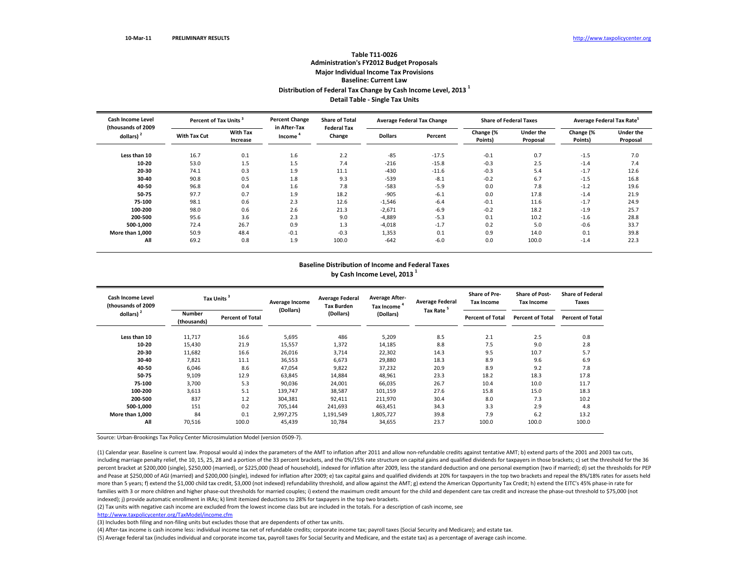10-Mar-11 **PRELIMINARY RESULTS** http://www.taxpolicycenter.org

**Table T11-0026**
**Administration's FY2012 Budget Proposals**
**Major Individual Income Tax Provisions**
**Baseline: Current Law**
**Distribution of Federal Tax Change by Cash Income Level, 2013 [1]**
**Detail Table - Single Tax Units**

| Cash Income Level (thousands of 2009 dollars) [2] | Percent of Tax Units [3] | | Percent Change in After-Tax Income [4] | Share of Total Federal Tax Change | Average Federal Tax Change | | Share of Federal Taxes | | Average Federal Tax Rate[5] | |
|---|---|---|---|---|---|---|---|---|---|---|
| | With Tax Cut | With Tax Increase | | | Dollars | Percent | Change (% Points) | Under the Proposal | Change (% Points) | Under the Proposal |
| Less than 10 | 16.7 | 0.1 | 1.6 | 2.2 | -85 | -17.5 | -0.1 | 0.7 | -1.5 | 7.0 |
| 10-20 | 53.0 | 1.5 | 1.5 | 7.4 | -216 | -15.8 | -0.3 | 2.5 | -1.4 | 7.4 |
| 20-30 | 74.1 | 0.3 | 1.9 | 11.1 | -430 | -11.6 | -0.3 | 5.4 | -1.7 | 12.6 |
| 30-40 | 90.8 | 0.5 | 1.8 | 9.3 | -539 | -8.1 | -0.2 | 6.7 | -1.5 | 16.8 |
| 40-50 | 96.8 | 0.4 | 1.6 | 7.8 | -583 | -5.9 | 0.0 | 7.8 | -1.2 | 19.6 |
| 50-75 | 97.7 | 0.7 | 1.9 | 18.2 | -905 | -6.1 | 0.0 | 17.8 | -1.4 | 21.9 |
| 75-100 | 98.1 | 0.6 | 2.3 | 12.6 | -1,546 | -6.4 | -0.1 | 11.6 | -1.7 | 24.9 |
| 100-200 | 98.0 | 0.6 | 2.6 | 21.3 | -2,671 | -6.9 | -0.2 | 18.2 | -1.9 | 25.7 |
| 200-500 | 95.6 | 3.6 | 2.3 | 9.0 | -4,889 | -5.3 | 0.1 | 10.2 | -1.6 | 28.8 |
| 500-1,000 | 72.4 | 26.7 | 0.9 | 1.3 | -4,018 | -1.7 | 0.2 | 5.0 | -0.6 | 33.7 |
| More than 1,000 | 50.9 | 48.4 | -0.1 | -0.3 | 1,353 | 0.1 | 0.9 | 14.0 | 0.1 | 39.8 |
| All | 69.2 | 0.8 | 1.9 | 100.0 | -642 | -6.0 | 0.0 | 100.0 | -1.4 | 22.3 |

**Baseline Distribution of Income and Federal Taxes**
**by Cash Income Level, 2013 [1]**

| Cash Income Level (thousands of 2009 dollars) [2] | Tax Units [3] | | Average Income (Dollars) | Average Federal Tax Burden (Dollars) | Average After-Tax Income [4] (Dollars) | Average Federal Tax Rate [5] | Share of Pre-Tax Income | Share of Post-Tax Income | Share of Federal Taxes |
|---|---|---|---|---|---|---|---|---|---|
| | Number (thousands) | Percent of Total | | | | | Percent of Total | Percent of Total | Percent of Total |
| Less than 10 | 11,717 | 16.6 | 5,695 | 486 | 5,209 | 8.5 | 2.1 | 2.5 | 0.8 |
| 10-20 | 15,430 | 21.9 | 15,557 | 1,372 | 14,185 | 8.8 | 7.5 | 9.0 | 2.8 |
| 20-30 | 11,682 | 16.6 | 26,016 | 3,714 | 22,302 | 14.3 | 9.5 | 10.7 | 5.7 |
| 30-40 | 7,821 | 11.1 | 36,553 | 6,673 | 29,880 | 18.3 | 8.9 | 9.6 | 6.9 |
| 40-50 | 6,046 | 8.6 | 47,054 | 9,822 | 37,232 | 20.9 | 8.9 | 9.2 | 7.8 |
| 50-75 | 9,109 | 12.9 | 63,845 | 14,884 | 48,961 | 23.3 | 18.2 | 18.3 | 17.8 |
| 75-100 | 3,700 | 5.3 | 90,036 | 24,001 | 66,035 | 26.7 | 10.4 | 10.0 | 11.7 |
| 100-200 | 3,613 | 5.1 | 139,747 | 38,587 | 101,159 | 27.6 | 15.8 | 15.0 | 18.3 |
| 200-500 | 837 | 1.2 | 304,381 | 92,411 | 211,970 | 30.4 | 8.0 | 7.3 | 10.2 |
| 500-1,000 | 151 | 0.2 | 705,144 | 241,693 | 463,451 | 34.3 | 3.3 | 2.9 | 4.8 |
| More than 1,000 | 84 | 0.1 | 2,997,275 | 1,191,549 | 1,805,727 | 39.8 | 7.9 | 6.2 | 13.2 |
| All | 70,516 | 100.0 | 45,439 | 10,784 | 34,655 | 23.7 | 100.0 | 100.0 | 100.0 |

Source: Urban-Brookings Tax Policy Center Microsimulation Model (version 0509-7).

(1) Calendar year. Baseline is current law. Proposal would a) index the parameters of the AMT to inflation after 2011 and allow non-refundable credits against tentative AMT; b) extend parts of the 2001 and 2003 tax cuts, including marriage penalty relief, the 10, 15, 25, 28 and a portion of the 33 percent brackets, and the 0%/15% rate structure on capital gains and qualified dividends for taxpayers in those brackets; c) set the threshold for the 36 percent bracket at $200,000 (single), $250,000 (married), or $225,000 (head of household), indexed for inflation after 2009, less the standard deduction and one personal exemption (two if married); d) set the thresholds for PEP and Pease at $250,000 of AGI (married) and $200,000 (single), indexed for inflation after 2009; e) tax capital gains and qualified dividends at 20% for taxpayers in the top two brackets and repeal the 8%/18% rates for assets held more than 5 years; f) extend the $1,000 child tax credit, $3,000 (not indexed) refundability threshold, and allow against the AMT; g) extend the American Opportunity Tax Credit; h) extend the EITC's 45% phase-in rate for families with 3 or more children and higher phase-out thresholds for married couples; i) extend the maximum credit amount for the child and dependent care tax credit and increase the phase-out threshold to $75,000 (not indexed); j) provide automatic enrollment in IRAs; k) limit itemized deductions to 28% for taxpayers in the top two brackets.

(2) Tax units with negative cash income are excluded from the lowest income class but are included in the totals. For a description of cash income, see http://www.taxpolicycenter.org/TaxModel/income.cfm

(3) Includes both filing and non-filing units but excludes those that are dependents of other tax units.

(4) After-tax income is cash income less: individual income tax net of refundable credits; corporate income tax; payroll taxes (Social Security and Medicare); and estate tax.

(5) Average federal tax (includes individual and corporate income tax, payroll taxes for Social Security and Medicare, and the estate tax) as a percentage of average cash income.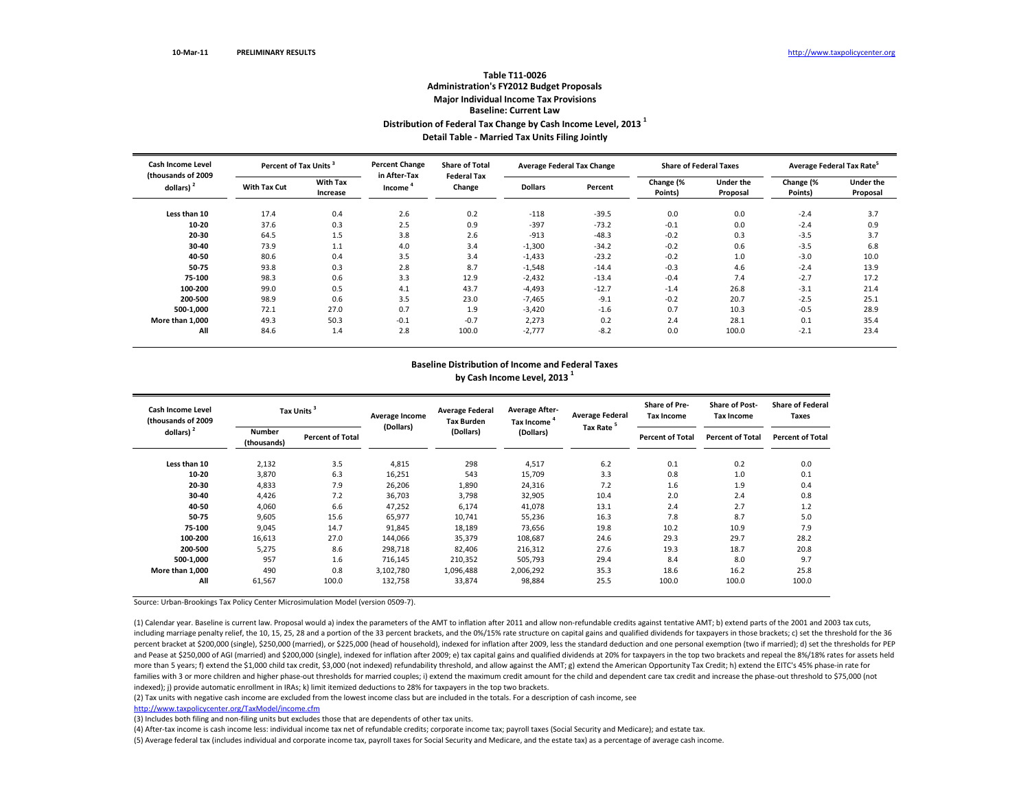10-Mar-11 **PRELIMINARY RESULTS** http://www.taxpolicycenter.org

## Table T11-0026
### Administration's FY2012 Budget Proposals
### Major Individual Income Tax Provisions
### Baseline: Current Law
### Distribution of Federal Tax Change by Cash Income Level, 2013 [1]
### Detail Table - Married Tax Units Filing Jointly

| Cash Income Level (thousands of 2009 dollars) [2] | Percent of Tax Units [3] | | Percent Change in After-Tax Income [4] | Share of Total Federal Tax Change | Average Federal Tax Change | | Share of Federal Taxes | | Average Federal Tax Rate[5] | |
|---|---|---|---|---|---|---|---|---|---|---|
| | With Tax Cut | With Tax Increase | | | Dollars | Percent | Change (% Points) | Under the Proposal | Change (% Points) | Under the Proposal |
| Less than 10 | 17.4 | 0.4 | 2.6 | 0.2 | -118 | -39.5 | 0.0 | 0.0 | -2.4 | 3.7 |
| 10-20 | 37.6 | 0.3 | 2.5 | 0.9 | -397 | -73.2 | -0.1 | 0.0 | -2.4 | 0.9 |
| 20-30 | 64.5 | 1.5 | 3.8 | 2.6 | -913 | -48.3 | -0.2 | 0.3 | -3.5 | 3.7 |
| 30-40 | 73.9 | 1.1 | 4.0 | 3.4 | -1,300 | -34.2 | -0.2 | 0.6 | -3.5 | 6.8 |
| 40-50 | 80.6 | 0.4 | 3.5 | 3.4 | -1,433 | -23.2 | -0.2 | 1.0 | -3.0 | 10.0 |
| 50-75 | 93.8 | 0.3 | 2.8 | 8.7 | -1,548 | -14.4 | -0.3 | 4.6 | -2.4 | 13.9 |
| 75-100 | 98.3 | 0.6 | 3.3 | 12.9 | -2,432 | -13.4 | -0.4 | 7.4 | -2.7 | 17.2 |
| 100-200 | 99.0 | 0.5 | 4.1 | 43.7 | -4,493 | -12.7 | -1.4 | 26.8 | -3.1 | 21.4 |
| 200-500 | 98.9 | 0.6 | 3.5 | 23.0 | -7,465 | -9.1 | -0.2 | 20.7 | -2.5 | 25.1 |
| 500-1,000 | 72.1 | 27.0 | 0.7 | 1.9 | -3,420 | -1.6 | 0.7 | 10.3 | -0.5 | 28.9 |
| More than 1,000 | 49.3 | 50.3 | -0.1 | -0.7 | 2,273 | 0.2 | 2.4 | 28.1 | 0.1 | 35.4 |
| All | 84.6 | 1.4 | 2.8 | 100.0 | -2,777 | -8.2 | 0.0 | 100.0 | -2.1 | 23.4 |

### Baseline Distribution of Income and Federal Taxes by Cash Income Level, 2013 [1]

| Cash Income Level (thousands of 2009 dollars) [2] | Tax Units [3] | | Average Income (Dollars) | Average Federal Tax Burden (Dollars) | Average After-Tax Income [4] (Dollars) | Average Federal Tax Rate [5] | Share of Pre-Tax Income | Share of Post-Tax Income | Share of Federal Taxes |
|---|---|---|---|---|---|---|---|---|---|
| | Number (thousands) | Percent of Total | | | | | Percent of Total | Percent of Total | Percent of Total |
| Less than 10 | 2,132 | 3.5 | 4,815 | 298 | 4,517 | 6.2 | 0.1 | 0.2 | 0.0 |
| 10-20 | 3,870 | 6.3 | 16,251 | 543 | 15,709 | 3.3 | 0.8 | 1.0 | 0.1 |
| 20-30 | 4,833 | 7.9 | 26,206 | 1,890 | 24,316 | 7.2 | 1.6 | 1.9 | 0.4 |
| 30-40 | 4,426 | 7.2 | 36,703 | 3,798 | 32,905 | 10.4 | 2.0 | 2.4 | 0.8 |
| 40-50 | 4,060 | 6.6 | 47,252 | 6,174 | 41,078 | 13.1 | 2.4 | 2.7 | 1.2 |
| 50-75 | 9,605 | 15.6 | 65,977 | 10,741 | 55,236 | 16.3 | 7.8 | 8.7 | 5.0 |
| 75-100 | 9,045 | 14.7 | 91,845 | 18,189 | 73,656 | 19.8 | 10.2 | 10.9 | 7.9 |
| 100-200 | 16,613 | 27.0 | 144,066 | 35,379 | 108,687 | 24.6 | 29.3 | 29.7 | 28.2 |
| 200-500 | 5,275 | 8.6 | 298,718 | 82,406 | 216,312 | 27.6 | 19.3 | 18.7 | 20.8 |
| 500-1,000 | 957 | 1.6 | 716,145 | 210,352 | 505,793 | 29.4 | 8.4 | 8.0 | 9.7 |
| More than 1,000 | 490 | 0.8 | 3,102,780 | 1,096,488 | 2,006,292 | 35.3 | 18.6 | 16.2 | 25.8 |
| All | 61,567 | 100.0 | 132,758 | 33,874 | 98,884 | 25.5 | 100.0 | 100.0 | 100.0 |

Source: Urban-Brookings Tax Policy Center Microsimulation Model (version 0509-7).

(1) Calendar year. Baseline is current law. Proposal would a) index the parameters of the AMT to inflation after 2011 and allow non-refundable credits against tentative AMT; b) extend parts of the 2001 and 2003 tax cuts, including marriage penalty relief, the 10, 15, 25, 28 and a portion of the 33 percent brackets, and the 0%/15% rate structure on capital gains and qualified dividends for taxpayers in those brackets; c) set the threshold for the 36 percent bracket at $200,000 (single), $250,000 (married), or $225,000 (head of household), indexed for inflation after 2009, less the standard deduction and one personal exemption (two if married); d) set the thresholds for PEP and Pease at $250,000 of AGI (married) and $200,000 (single), indexed for inflation after 2009; e) tax capital gains and qualified dividends at 20% for taxpayers in the top two brackets and repeal the 8%/18% rates for assets held more than 5 years; f) extend the $1,000 child tax credit, $3,000 (not indexed) refundability threshold, and allow against the AMT; g) extend the American Opportunity Tax Credit; h) extend the EITC's 45% phase-in rate for families with 3 or more children and higher phase-out thresholds for married couples; i) extend the maximum credit amount for the child and dependent care tax credit and increase the phase-out threshold to $75,000 (not indexed); j) provide automatic enrollment in IRAs; k) limit itemized deductions to 28% for taxpayers in the top two brackets.

(2) Tax units with negative cash income are excluded from the lowest income class but are included in the totals. For a description of cash income, see http://www.taxpolicycenter.org/TaxModel/income.cfm

(3) Includes both filing and non-filing units but excludes those that are dependents of other tax units.

(4) After-tax income is cash income less: individual income tax net of refundable credits; corporate income tax; payroll taxes (Social Security and Medicare); and estate tax.

(5) Average federal tax (includes individual and corporate income tax, payroll taxes for Social Security and Medicare, and the estate tax) as a percentage of average cash income.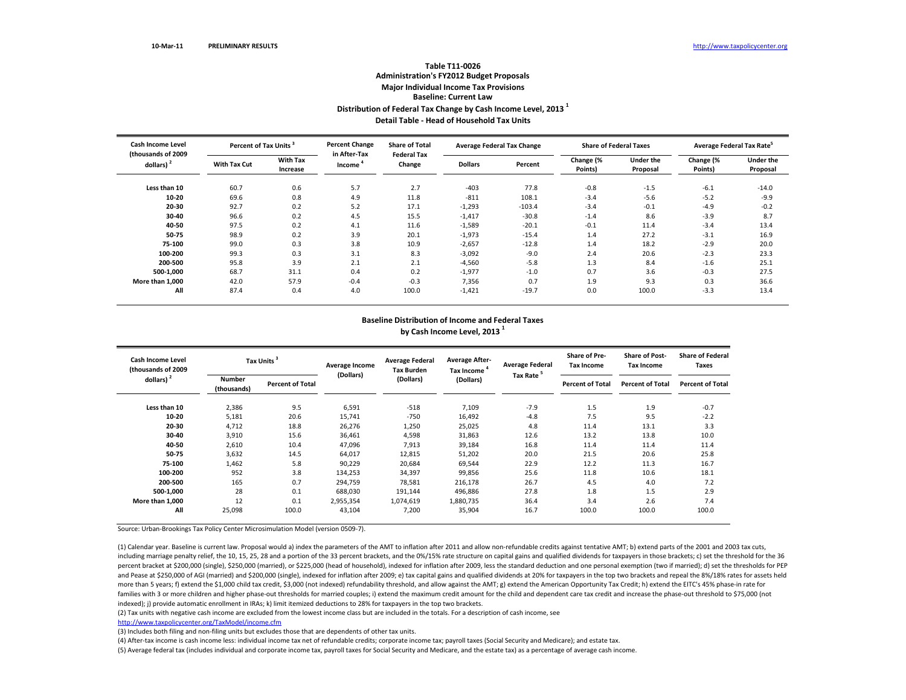10-Mar-11 **PRELIMINARY RESULTS** http://www.taxpolicycenter.org

# Table T11-0026
## Administration's FY2012 Budget Proposals
## Major Individual Income Tax Provisions
## Baseline: Current Law
## Distribution of Federal Tax Change by Cash Income Level, 2013 [1]
## Detail Table - Head of Household Tax Units

| Cash Income Level (thousands of 2009 dollars) [2] | Percent of Tax Units [3] | | Percent Change in After-Tax Income [4] | Share of Total Federal Tax Change | Average Federal Tax Change | | Share of Federal Taxes | | Average Federal Tax Rate[5] | |
|---|---|---|---|---|---|---|---|---|---|---|
| | With Tax Cut | With Tax Increase | | | Dollars | Percent | Change (% Points) | Under the Proposal | Change (% Points) | Under the Proposal |
| Less than 10 | 60.7 | 0.6 | 5.7 | 2.7 | -403 | 77.8 | -0.8 | -1.5 | -6.1 | -14.0 |
| 10-20 | 69.6 | 0.8 | 4.9 | 11.8 | -811 | 108.1 | -3.4 | -5.6 | -5.2 | -9.9 |
| 20-30 | 92.7 | 0.2 | 5.2 | 17.1 | -1,293 | -103.4 | -3.4 | -0.1 | -4.9 | -0.2 |
| 30-40 | 96.6 | 0.2 | 4.5 | 15.5 | -1,417 | -30.8 | -1.4 | 8.6 | -3.9 | 8.7 |
| 40-50 | 97.5 | 0.2 | 4.1 | 11.6 | -1,589 | -20.1 | -0.1 | 11.4 | -3.4 | 13.4 |
| 50-75 | 98.9 | 0.2 | 3.9 | 20.1 | -1,973 | -15.4 | 1.4 | 27.2 | -3.1 | 16.9 |
| 75-100 | 99.0 | 0.3 | 3.8 | 10.9 | -2,657 | -12.8 | 1.4 | 18.2 | -2.9 | 20.0 |
| 100-200 | 99.3 | 0.3 | 3.1 | 8.3 | -3,092 | -9.0 | 2.4 | 20.6 | -2.3 | 23.3 |
| 200-500 | 95.8 | 3.9 | 2.1 | 2.1 | -4,560 | -5.8 | 1.3 | 8.4 | -1.6 | 25.1 |
| 500-1,000 | 68.7 | 31.1 | 0.4 | 0.2 | -1,977 | -1.0 | 0.7 | 3.6 | -0.3 | 27.5 |
| More than 1,000 | 42.0 | 57.9 | -0.4 | -0.3 | 7,356 | 0.7 | 1.9 | 9.3 | 0.3 | 36.6 |
| All | 87.4 | 0.4 | 4.0 | 100.0 | -1,421 | -19.7 | 0.0 | 100.0 | -3.3 | 13.4 |

## Baseline Distribution of Income and Federal Taxes by Cash Income Level, 2013 [1]

| Cash Income Level (thousands of 2009 dollars) [2] | Tax Units [3] | | Average Income (Dollars) | Average Federal Tax Burden (Dollars) | Average After-Tax Income [4] (Dollars) | Average Federal Tax Rate [5] | Share of Pre-Tax Income | Share of Post-Tax Income | Share of Federal Taxes |
|---|---|---|---|---|---|---|---|---|---|
| | Number (thousands) | Percent of Total | | | | | Percent of Total | Percent of Total | Percent of Total |
| Less than 10 | 2,386 | 9.5 | 6,591 | -518 | 7,109 | -7.9 | 1.5 | 1.9 | -0.7 |
| 10-20 | 5,181 | 20.6 | 15,741 | -750 | 16,492 | -4.8 | 7.5 | 9.5 | -2.2 |
| 20-30 | 4,712 | 18.8 | 26,276 | 1,250 | 25,025 | 4.8 | 11.4 | 13.1 | 3.3 |
| 30-40 | 3,910 | 15.6 | 36,461 | 4,598 | 31,863 | 12.6 | 13.2 | 13.8 | 10.0 |
| 40-50 | 2,610 | 10.4 | 47,096 | 7,913 | 39,184 | 16.8 | 11.4 | 11.4 | 11.4 |
| 50-75 | 3,632 | 14.5 | 64,017 | 12,815 | 51,202 | 20.0 | 21.5 | 20.6 | 25.8 |
| 75-100 | 1,462 | 5.8 | 90,229 | 20,684 | 69,544 | 22.9 | 12.2 | 11.3 | 16.7 |
| 100-200 | 952 | 3.8 | 134,253 | 34,397 | 99,856 | 25.6 | 11.8 | 10.6 | 18.1 |
| 200-500 | 165 | 0.7 | 294,759 | 78,581 | 216,178 | 26.7 | 4.5 | 4.0 | 7.2 |
| 500-1,000 | 28 | 0.1 | 688,030 | 191,144 | 496,886 | 27.8 | 1.8 | 1.5 | 2.9 |
| More than 1,000 | 12 | 0.1 | 2,955,354 | 1,074,619 | 1,880,735 | 36.4 | 3.4 | 2.6 | 7.4 |
| All | 25,098 | 100.0 | 43,104 | 7,200 | 35,904 | 16.7 | 100.0 | 100.0 | 100.0 |

Source: Urban-Brookings Tax Policy Center Microsimulation Model (version 0509-7).

(1) Calendar year. Baseline is current law. Proposal would a) index the parameters of the AMT to inflation after 2011 and allow non-refundable credits against tentative AMT; b) extend parts of the 2001 and 2003 tax cuts, including marriage penalty relief, the 10, 15, 25, 28 and a portion of the 33 percent brackets, and the 0%/15% rate structure on capital gains and qualified dividends for taxpayers in those brackets; c) set the threshold for the 36 percent bracket at $200,000 (single), $250,000 (married), or $225,000 (head of household), indexed for inflation after 2009, less the standard deduction and one personal exemption (two if married); d) set the thresholds for PEP and Pease at $250,000 of AGI (married) and $200,000 (single), indexed for inflation after 2009; e) tax capital gains and qualified dividends at 20% for taxpayers in the top two brackets and repeal the 8%/18% rates for assets held more than 5 years; f) extend the $1,000 child tax credit, $3,000 (not indexed) refundability threshold, and allow against the AMT; g) extend the American Opportunity Tax Credit; h) extend the EITC's 45% phase-in rate for families with 3 or more children and higher phase-out thresholds for married couples; i) extend the maximum credit amount for the child and dependent care tax credit and increase the phase-out threshold to $75,000 (not indexed); j) provide automatic enrollment in IRAs; k) limit itemized deductions to 28% for taxpayers in the top two brackets.

(2) Tax units with negative cash income are excluded from the lowest income class but are included in the totals. For a description of cash income, see http://www.taxpolicycenter.org/TaxModel/income.cfm

(3) Includes both filing and non-filing units but excludes those that are dependents of other tax units.

(4) After-tax income is cash income less: individual income tax net of refundable credits; corporate income tax; payroll taxes (Social Security and Medicare); and estate tax.

(5) Average federal tax (includes individual and corporate income tax, payroll taxes for Social Security and Medicare, and the estate tax) as a percentage of average cash income.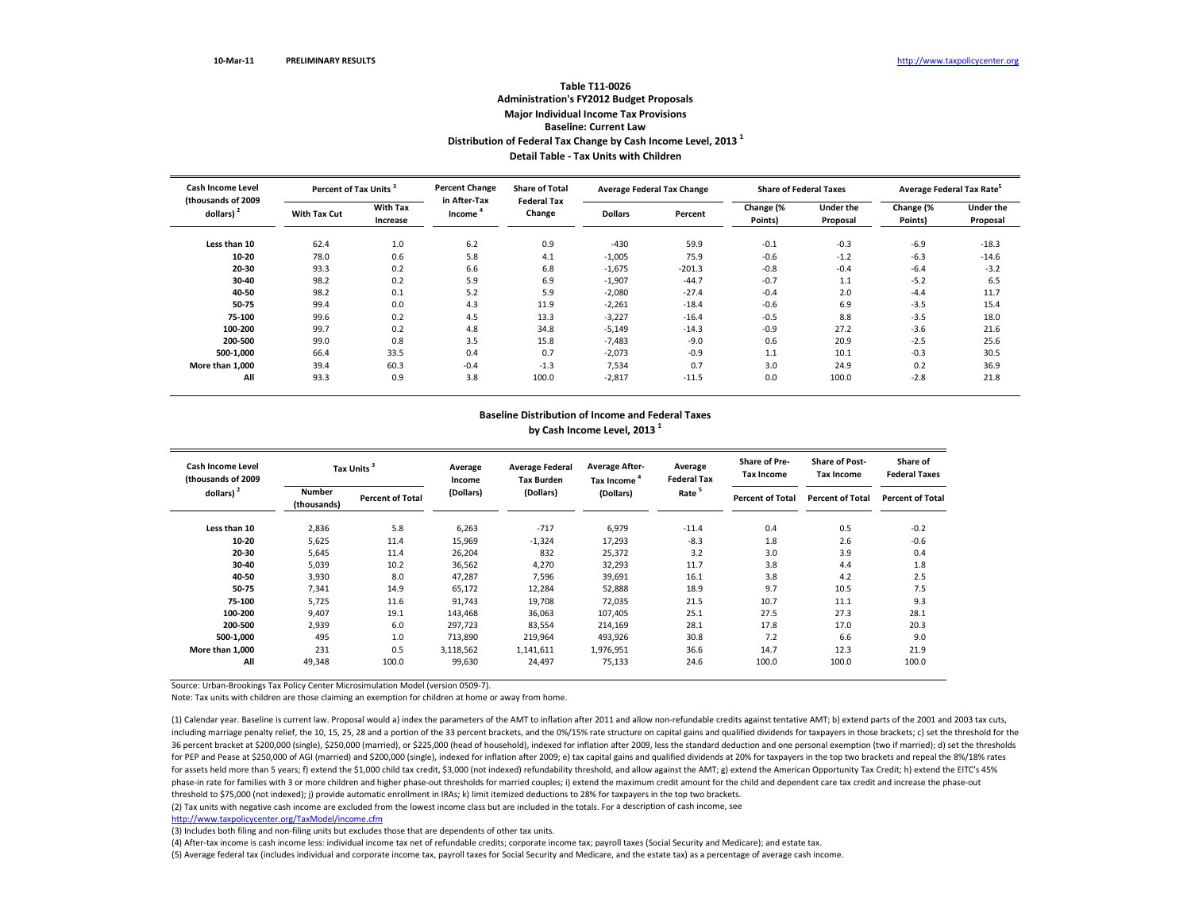10-Mar-11 PRELIMINARY RESULTS http://www.taxpolicycenter.org

**Table T11-0026**
**Administration's FY2012 Budget Proposals**
**Major Individual Income Tax Provisions**
**Baseline: Current Law**
**Distribution of Federal Tax Change by Cash Income Level, 2013 [1]**
**Detail Table - Tax Units with Children**

| Cash Income Level (thousands of 2009 dollars) [2] | Percent of Tax Units [3] | | Percent Change in After-Tax Income [4] | Share of Total Federal Tax Change | Average Federal Tax Change | | Share of Federal Taxes | | Average Federal Tax Rate[5] | |
|---|---|---|---|---|---|---|---|---|---|---|
| | With Tax Cut | With Tax Increase | | | Dollars | Percent | Change (% Points) | Under the Proposal | Change (% Points) | Under the Proposal |
| Less than 10 | 62.4 | 1.0 | 6.2 | 0.9 | -430 | 59.9 | -0.1 | -0.3 | -6.9 | -18.3 |
| 10-20 | 78.0 | 0.6 | 5.8 | 4.1 | -1,005 | 75.9 | -0.6 | -1.2 | -6.3 | -14.6 |
| 20-30 | 93.3 | 0.2 | 6.6 | 6.8 | -1,675 | -201.3 | -0.8 | -0.4 | -6.4 | -3.2 |
| 30-40 | 98.2 | 0.2 | 5.9 | 6.9 | -1,907 | -44.7 | -0.7 | 1.1 | -5.2 | 6.5 |
| 40-50 | 98.2 | 0.1 | 5.2 | 5.9 | -2,080 | -27.4 | -0.4 | 2.0 | -4.4 | 11.7 |
| 50-75 | 99.4 | 0.0 | 4.3 | 11.9 | -2,261 | -18.4 | -0.6 | 6.9 | -3.5 | 15.4 |
| 75-100 | 99.6 | 0.2 | 4.5 | 13.3 | -3,227 | -16.4 | -0.5 | 8.8 | -3.5 | 18.0 |
| 100-200 | 99.7 | 0.2 | 4.8 | 34.8 | -5,149 | -14.3 | -0.9 | 27.2 | -3.6 | 21.6 |
| 200-500 | 99.0 | 0.8 | 3.5 | 15.8 | -7,483 | -9.0 | 0.6 | 20.9 | -2.5 | 25.6 |
| 500-1,000 | 66.4 | 33.5 | 0.4 | 0.7 | -2,073 | -0.9 | 1.1 | 10.1 | -0.3 | 30.5 |
| More than 1,000 | 39.4 | 60.3 | -0.4 | -1.3 | 7,534 | 0.7 | 3.0 | 24.9 | 0.2 | 36.9 |
| All | 93.3 | 0.9 | 3.8 | 100.0 | -2,817 | -11.5 | 0.0 | 100.0 | -2.8 | 21.8 |

**Baseline Distribution of Income and Federal Taxes**
**by Cash Income Level, 2013 [1]**

| Cash Income Level (thousands of 2009 dollars) [2] | Tax Units [3] | | Average Income (Dollars) | Average Federal Tax Burden (Dollars) | Average After-Tax Income [4] (Dollars) | Average Federal Tax Rate [5] | Share of Pre-Tax Income | Share of Post-Tax Income | Share of Federal Taxes |
|---|---|---|---|---|---|---|---|---|---|
| | Number (thousands) | Percent of Total | | | | | Percent of Total | Percent of Total | Percent of Total |
| Less than 10 | 2,836 | 5.8 | 6,263 | -717 | 6,979 | -11.4 | 0.4 | 0.5 | -0.2 |
| 10-20 | 5,625 | 11.4 | 15,969 | -1,324 | 17,293 | -8.3 | 1.8 | 2.6 | -0.6 |
| 20-30 | 5,645 | 11.4 | 26,204 | 832 | 25,372 | 3.2 | 3.0 | 3.9 | 0.4 |
| 30-40 | 5,039 | 10.2 | 36,562 | 4,270 | 32,293 | 11.7 | 3.8 | 4.4 | 1.8 |
| 40-50 | 3,930 | 8.0 | 47,287 | 7,596 | 39,691 | 16.1 | 3.8 | 4.2 | 2.5 |
| 50-75 | 7,341 | 14.9 | 65,172 | 12,284 | 52,888 | 18.9 | 9.7 | 10.5 | 7.5 |
| 75-100 | 5,725 | 11.6 | 91,743 | 19,708 | 72,035 | 21.5 | 10.7 | 11.1 | 9.3 |
| 100-200 | 9,407 | 19.1 | 143,468 | 36,063 | 107,405 | 25.1 | 27.5 | 27.3 | 28.1 |
| 200-500 | 2,939 | 6.0 | 297,723 | 83,554 | 214,169 | 28.1 | 17.8 | 17.0 | 20.3 |
| 500-1,000 | 495 | 1.0 | 713,890 | 219,964 | 493,926 | 30.8 | 7.2 | 6.6 | 9.0 |
| More than 1,000 | 231 | 0.5 | 3,118,562 | 1,141,611 | 1,976,951 | 36.6 | 14.7 | 12.3 | 21.9 |
| All | 49,348 | 100.0 | 99,630 | 24,497 | 75,133 | 24.6 | 100.0 | 100.0 | 100.0 |

Source: Urban-Brookings Tax Policy Center Microsimulation Model (version 0509-7).

Note: Tax units with children are those claiming an exemption for children at home or away from home.

(1) Calendar year. Baseline is current law. Proposal would a) index the parameters of the AMT to inflation after 2011 and allow non-refundable credits against tentative AMT; b) extend parts of the 2001 and 2003 tax cuts, including marriage penalty relief, the 10, 15, 25, 28 and a portion of the 33 percent brackets, and the 0%/15% rate structure on capital gains and qualified dividends for taxpayers in those brackets; c) set the threshold for the 36 percent bracket at $200,000 (single), $250,000 (married), or $225,000 (head of household), indexed for inflation after 2009, less the standard deduction and one personal exemption (two if married); d) set the thresholds for PEP and Pease at $250,000 of AGI (married) and $200,000 (single), indexed for inflation after 2009; e) tax capital gains and qualified dividends at 20% for taxpayers in the top two brackets and repeal the 8%/18% rates for assets held more than 5 years; f) extend the $1,000 child tax credit, $3,000 (not indexed) refundability threshold, and allow against the AMT; g) extend the American Opportunity Tax Credit; h) extend the EITC's 45% phase-in rate for families with 3 or more children and higher phase-out thresholds for married couples; i) extend the maximum credit amount for the child and dependent care tax credit and increase the phase-out threshold to $75,000 (not indexed); j) provide automatic enrollment in IRAs; k) limit itemized deductions to 28% for taxpayers in the top two brackets.

(2) Tax units with negative cash income are excluded from the lowest income class but are included in the totals. For a description of cash income, see http://www.taxpolicycenter.org/TaxModel/income.cfm

(3) Includes both filing and non-filing units but excludes those that are dependents of other tax units.

(4) After-tax income is cash income less: individual income tax net of refundable credits; corporate income tax; payroll taxes (Social Security and Medicare); and estate tax.

(5) Average federal tax (includes individual and corporate income tax, payroll taxes for Social Security and Medicare, and the estate tax) as a percentage of average cash income.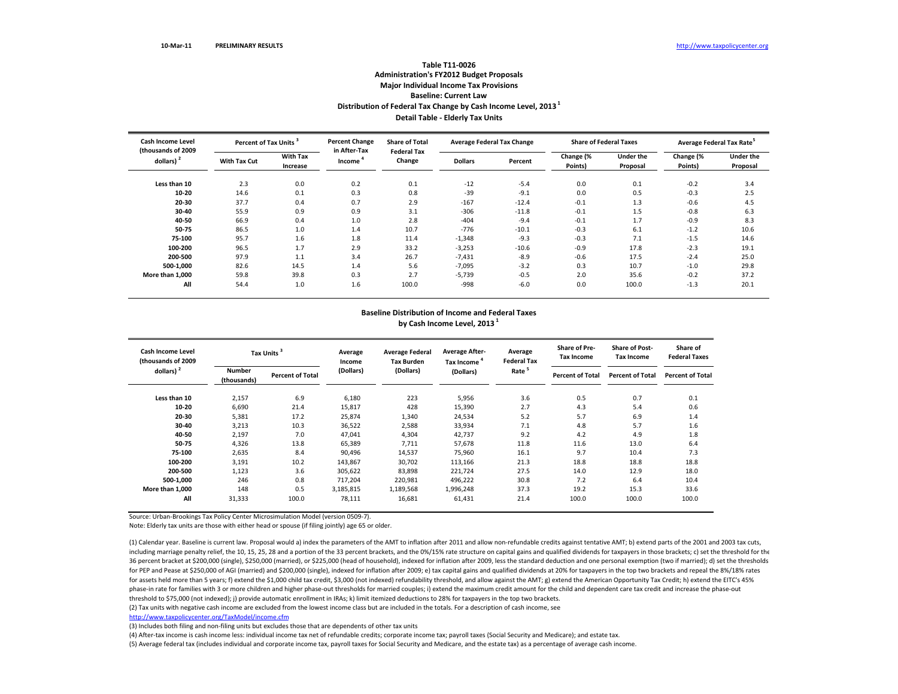10-Mar-11 PRELIMINARY RESULTS http://www.taxpolicycenter.org

## Table T11-0026
### Administration's FY2012 Budget Proposals
### Major Individual Income Tax Provisions
### Baseline: Current Law
### Distribution of Federal Tax Change by Cash Income Level, 2013 [1]
### Detail Table - Elderly Tax Units

| Cash Income Level (thousands of 2009 dollars) [2] | Percent of Tax Units [3] | | Percent Change in After-Tax Income [4] | Share of Total Federal Tax Change | Average Federal Tax Change | | Share of Federal Taxes | | Average Federal Tax Rate [5] | |
|---|---|---|---|---|---|---|---|---|---|---|
| | With Tax Cut | With Tax Increase | | | Dollars | Percent | Change (% Points) | Under the Proposal | Change (% Points) | Under the Proposal |
| Less than 10 | 2.3 | 0.0 | 0.2 | 0.1 | -12 | -5.4 | 0.0 | 0.1 | -0.2 | 3.4 |
| 10-20 | 14.6 | 0.1 | 0.3 | 0.8 | -39 | -9.1 | 0.0 | 0.5 | -0.3 | 2.5 |
| 20-30 | 37.7 | 0.4 | 0.7 | 2.9 | -167 | -12.4 | -0.1 | 1.3 | -0.6 | 4.5 |
| 30-40 | 55.9 | 0.9 | 0.9 | 3.1 | -306 | -11.8 | -0.1 | 1.5 | -0.8 | 6.3 |
| 40-50 | 66.9 | 0.4 | 1.0 | 2.8 | -404 | -9.4 | -0.1 | 1.7 | -0.9 | 8.3 |
| 50-75 | 86.5 | 1.0 | 1.4 | 10.7 | -776 | -10.1 | -0.3 | 6.1 | -1.2 | 10.6 |
| 75-100 | 95.7 | 1.6 | 1.8 | 11.4 | -1,348 | -9.3 | -0.3 | 7.1 | -1.5 | 14.6 |
| 100-200 | 96.5 | 1.7 | 2.9 | 33.2 | -3,253 | -10.6 | -0.9 | 17.8 | -2.3 | 19.1 |
| 200-500 | 97.9 | 1.1 | 3.4 | 26.7 | -7,431 | -8.9 | -0.6 | 17.5 | -2.4 | 25.0 |
| 500-1,000 | 82.6 | 14.5 | 1.4 | 5.6 | -7,095 | -3.2 | 0.3 | 10.7 | -1.0 | 29.8 |
| More than 1,000 | 59.8 | 39.8 | 0.3 | 2.7 | -5,739 | -0.5 | 2.0 | 35.6 | -0.2 | 37.2 |
| All | 54.4 | 1.0 | 1.6 | 100.0 | -998 | -6.0 | 0.0 | 100.0 | -1.3 | 20.1 |

### Baseline Distribution of Income and Federal Taxes by Cash Income Level, 2013 [1]

| Cash Income Level (thousands of 2009 dollars) [2] | Tax Units [3] | | Average Income (Dollars) | Average Federal Tax Burden (Dollars) | Average After-Tax Income [4] (Dollars) | Average Federal Tax Rate [5] | Share of Pre-Tax Income | Share of Post-Tax Income | Share of Federal Taxes |
|---|---|---|---|---|---|---|---|---|---|
| | Number (thousands) | Percent of Total | | | | | Percent of Total | Percent of Total | Percent of Total |
| Less than 10 | 2,157 | 6.9 | 6,180 | 223 | 5,956 | 3.6 | 0.5 | 0.7 | 0.1 |
| 10-20 | 6,690 | 21.4 | 15,817 | 428 | 15,390 | 2.7 | 4.3 | 5.4 | 0.6 |
| 20-30 | 5,381 | 17.2 | 25,874 | 1,340 | 24,534 | 5.2 | 5.7 | 6.9 | 1.4 |
| 30-40 | 3,213 | 10.3 | 36,522 | 2,588 | 33,934 | 7.1 | 4.8 | 5.7 | 1.6 |
| 40-50 | 2,197 | 7.0 | 47,041 | 4,304 | 42,737 | 9.2 | 4.2 | 4.9 | 1.8 |
| 50-75 | 4,326 | 13.8 | 65,389 | 7,711 | 57,678 | 11.8 | 11.6 | 13.0 | 6.4 |
| 75-100 | 2,635 | 8.4 | 90,496 | 14,537 | 75,960 | 16.1 | 9.7 | 10.4 | 7.3 |
| 100-200 | 3,191 | 10.2 | 143,867 | 30,702 | 113,166 | 21.3 | 18.8 | 18.8 | 18.8 |
| 200-500 | 1,123 | 3.6 | 305,622 | 83,898 | 221,724 | 27.5 | 14.0 | 12.9 | 18.0 |
| 500-1,000 | 246 | 0.8 | 717,204 | 220,981 | 496,222 | 30.8 | 7.2 | 6.4 | 10.4 |
| More than 1,000 | 148 | 0.5 | 3,185,815 | 1,189,568 | 1,996,248 | 37.3 | 19.2 | 15.3 | 33.6 |
| All | 31,333 | 100.0 | 78,111 | 16,681 | 61,431 | 21.4 | 100.0 | 100.0 | 100.0 |

Source: Urban-Brookings Tax Policy Center Microsimulation Model (version 0509-7).

Note: Elderly tax units are those with either head or spouse (if filing jointly) age 65 or older.

(1) Calendar year. Baseline is current law. Proposal would a) index the parameters of the AMT to inflation after 2011 and allow non-refundable credits against tentative AMT; b) extend parts of the 2001 and 2003 tax cuts, including marriage penalty relief, the 10, 15, 25, 28 and a portion of the 33 percent brackets, and the 0%/15% rate structure on capital gains and qualified dividends for taxpayers in those brackets; c) set the threshold for the 36 percent bracket at $200,000 (single), $250,000 (married), or $225,000 (head of household), indexed for inflation after 2009, less the standard deduction and one personal exemption (two if married); d) set the thresholds for PEP and Pease at $250,000 of AGI (married) and $200,000 (single), indexed for inflation after 2009; e) tax capital gains and qualified dividends at 20% for taxpayers in the top two brackets and repeal the 8%/18% rates for assets held more than 5 years; f) extend the $1,000 child tax credit, $3,000 (not indexed) refundability threshold, and allow against the AMT; g) extend the American Opportunity Tax Credit; h) extend the EITC's 45% phase-in rate for families with 3 or more children and higher phase-out thresholds for married couples; i) extend the maximum credit amount for the child and dependent care tax credit and increase the phase-out threshold to $75,000 (not indexed); j) provide automatic enrollment in IRAs; k) limit itemized deductions to 28% for taxpayers in the top two brackets.

(2) Tax units with negative cash income are excluded from the lowest income class but are included in the totals. For a description of cash income, see http://www.taxpolicycenter.org/TaxModel/income.cfm

(3) Includes both filing and non-filing units but excludes those that are dependents of other tax units

(4) After-tax income is cash income less: individual income tax net of refundable credits; corporate income tax; payroll taxes (Social Security and Medicare); and estate tax.

(5) Average federal tax (includes individual and corporate income tax, payroll taxes for Social Security and Medicare, and the estate tax) as a percentage of average cash income.